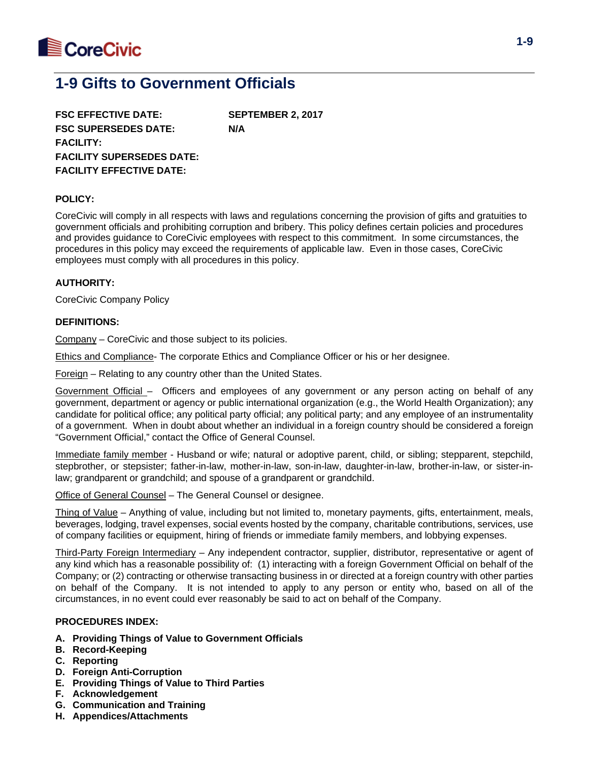# 1-9 Gifts to Government Officials

**FSC EFFECTIVE DATE:** **SEPTEMBER 2, 2017**
**FSC SUPERSEDES DATE:** **N/A**
**FACILITY:**
**FACILITY SUPERSEDES DATE:**
**FACILITY EFFECTIVE DATE:**

**POLICY:**

CoreCivic will comply in all respects with laws and regulations concerning the provision of gifts and gratuities to government officials and prohibiting corruption and bribery. This policy defines certain policies and procedures and provides guidance to CoreCivic employees with respect to this commitment. In some circumstances, the procedures in this policy may exceed the requirements of applicable law. Even in those cases, CoreCivic employees must comply with all procedures in this policy.

**AUTHORITY:**

CoreCivic Company Policy

**DEFINITIONS:**

Company – CoreCivic and those subject to its policies.

Ethics and Compliance- The corporate Ethics and Compliance Officer or his or her designee.

Foreign – Relating to any country other than the United States.

Government Official – Officers and employees of any government or any person acting on behalf of any government, department or agency or public international organization (e.g., the World Health Organization); any candidate for political office; any political party official; any political party; and any employee of an instrumentality of a government. When in doubt about whether an individual in a foreign country should be considered a foreign "Government Official," contact the Office of General Counsel.

Immediate family member - Husband or wife; natural or adoptive parent, child, or sibling; stepparent, stepchild, stepbrother, or stepsister; father-in-law, mother-in-law, son-in-law, daughter-in-law, brother-in-law, or sister-in-law; grandparent or grandchild; and spouse of a grandparent or grandchild.

Office of General Counsel – The General Counsel or designee.

Thing of Value – Anything of value, including but not limited to, monetary payments, gifts, entertainment, meals, beverages, lodging, travel expenses, social events hosted by the company, charitable contributions, services, use of company facilities or equipment, hiring of friends or immediate family members, and lobbying expenses.

Third-Party Foreign Intermediary – Any independent contractor, supplier, distributor, representative or agent of any kind which has a reasonable possibility of: (1) interacting with a foreign Government Official on behalf of the Company; or (2) contracting or otherwise transacting business in or directed at a foreign country with other parties on behalf of the Company. It is not intended to apply to any person or entity who, based on all of the circumstances, in no event could ever reasonably be said to act on behalf of the Company.

**PROCEDURES INDEX:**

A. **Providing Things of Value to Government Officials**
B. **Record-Keeping**
C. **Reporting**
D. **Foreign Anti-Corruption**
E. **Providing Things of Value to Third Parties**
F. **Acknowledgement**
G. **Communication and Training**
H. **Appendices/Attachments**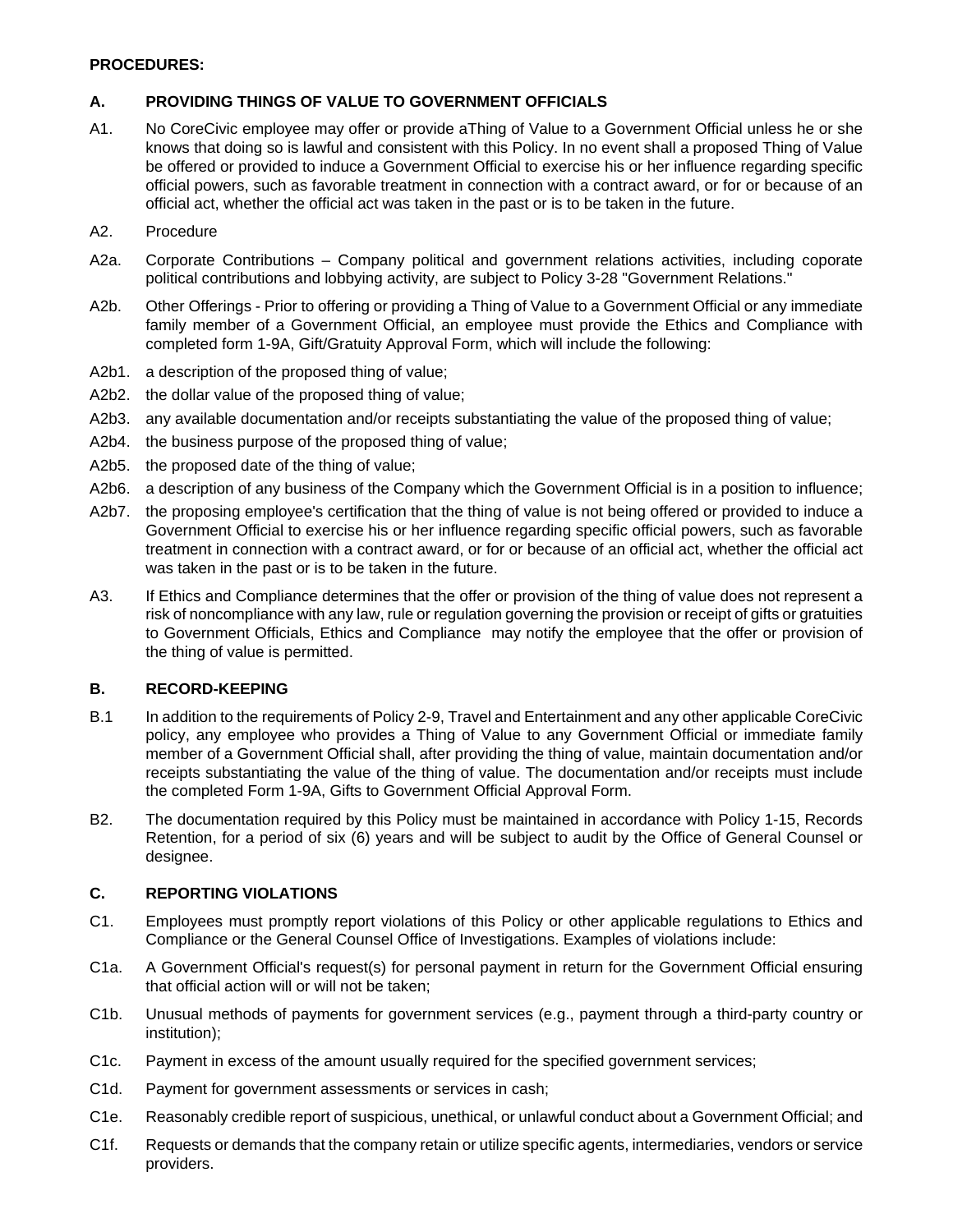**PROCEDURES:**

## A. PROVIDING THINGS OF VALUE TO GOVERNMENT OFFICIALS

A1. No CoreCivic employee may offer or provide aThing of Value to a Government Official unless he or she knows that doing so is lawful and consistent with this Policy. In no event shall a proposed Thing of Value be offered or provided to induce a Government Official to exercise his or her influence regarding specific official powers, such as favorable treatment in connection with a contract award, or for or because of an official act, whether the official act was taken in the past or is to be taken in the future.

A2. Procedure

A2a. Corporate Contributions – Company political and government relations activities, including coporate political contributions and lobbying activity, are subject to Policy 3-28 "Government Relations."

A2b. Other Offerings - Prior to offering or providing a Thing of Value to a Government Official or any immediate family member of a Government Official, an employee must provide the Ethics and Compliance with completed form 1-9A, Gift/Gratuity Approval Form, which will include the following:

A2b1. a description of the proposed thing of value;

A2b2. the dollar value of the proposed thing of value;

A2b3. any available documentation and/or receipts substantiating the value of the proposed thing of value;

A2b4. the business purpose of the proposed thing of value;

A2b5. the proposed date of the thing of value;

A2b6. a description of any business of the Company which the Government Official is in a position to influence;

A2b7. the proposing employee's certification that the thing of value is not being offered or provided to induce a Government Official to exercise his or her influence regarding specific official powers, such as favorable treatment in connection with a contract award, or for or because of an official act, whether the official act was taken in the past or is to be taken in the future.

A3. If Ethics and Compliance determines that the offer or provision of the thing of value does not represent a risk of noncompliance with any law, rule or regulation governing the provision or receipt of gifts or gratuities to Government Officials, Ethics and Compliance may notify the employee that the offer or provision of the thing of value is permitted.

## B. RECORD-KEEPING

B.1 In addition to the requirements of Policy 2-9, Travel and Entertainment and any other applicable CoreCivic policy, any employee who provides a Thing of Value to any Government Official or immediate family member of a Government Official shall, after providing the thing of value, maintain documentation and/or receipts substantiating the value of the thing of value. The documentation and/or receipts must include the completed Form 1-9A, Gifts to Government Official Approval Form.

B2. The documentation required by this Policy must be maintained in accordance with Policy 1-15, Records Retention, for a period of six (6) years and will be subject to audit by the Office of General Counsel or designee.

## C. REPORTING VIOLATIONS

C1. Employees must promptly report violations of this Policy or other applicable regulations to Ethics and Compliance or the General Counsel Office of Investigations. Examples of violations include:

C1a. A Government Official's request(s) for personal payment in return for the Government Official ensuring that official action will or will not be taken;

C1b. Unusual methods of payments for government services (e.g., payment through a third-party country or institution);

C1c. Payment in excess of the amount usually required for the specified government services;

C1d. Payment for government assessments or services in cash;

C1e. Reasonably credible report of suspicious, unethical, or unlawful conduct about a Government Official; and

C1f. Requests or demands that the company retain or utilize specific agents, intermediaries, vendors or service providers.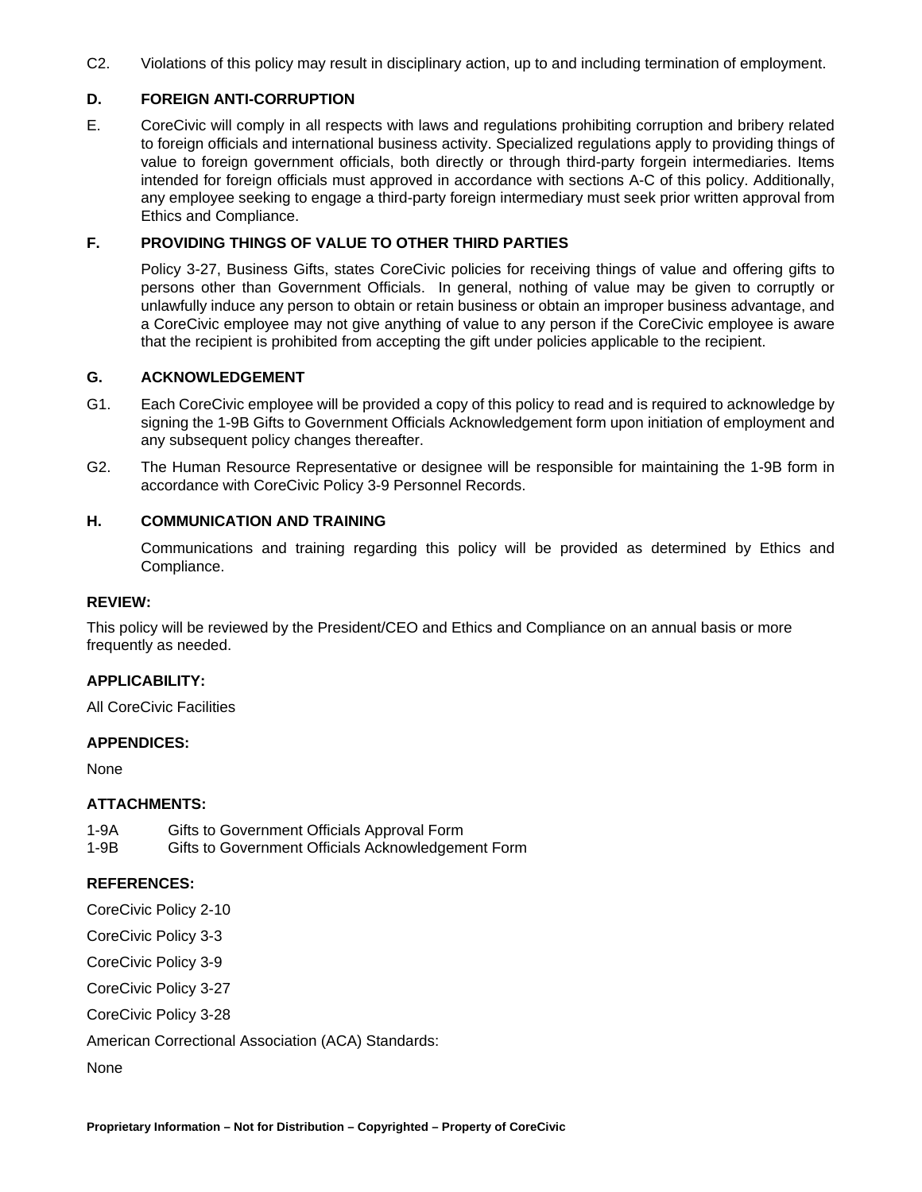C2. Violations of this policy may result in disciplinary action, up to and including termination of employment.

**D. FOREIGN ANTI-CORRUPTION**

E. CoreCivic will comply in all respects with laws and regulations prohibiting corruption and bribery related to foreign officials and international business activity. Specialized regulations apply to providing things of value to foreign government officials, both directly or through third-party forgein intermediaries. Items intended for foreign officials must approved in accordance with sections A-C of this policy. Additionally, any employee seeking to engage a third-party foreign intermediary must seek prior written approval from Ethics and Compliance.

**F. PROVIDING THINGS OF VALUE TO OTHER THIRD PARTIES**

Policy 3-27, Business Gifts, states CoreCivic policies for receiving things of value and offering gifts to persons other than Government Officials. In general, nothing of value may be given to corruptly or unlawfully induce any person to obtain or retain business or obtain an improper business advantage, and a CoreCivic employee may not give anything of value to any person if the CoreCivic employee is aware that the recipient is prohibited from accepting the gift under policies applicable to the recipient.

**G. ACKNOWLEDGEMENT**

G1. Each CoreCivic employee will be provided a copy of this policy to read and is required to acknowledge by signing the 1-9B Gifts to Government Officials Acknowledgement form upon initiation of employment and any subsequent policy changes thereafter.

G2. The Human Resource Representative or designee will be responsible for maintaining the 1-9B form in accordance with CoreCivic Policy 3-9 Personnel Records.

**H. COMMUNICATION AND TRAINING**

Communications and training regarding this policy will be provided as determined by Ethics and Compliance.

**REVIEW:**

This policy will be reviewed by the President/CEO and Ethics and Compliance on an annual basis or more frequently as needed.

**APPLICABILITY:**

All CoreCivic Facilities

**APPENDICES:**

None

**ATTACHMENTS:**

1-9A Gifts to Government Officials Approval Form
1-9B Gifts to Government Officials Acknowledgement Form

**REFERENCES:**

CoreCivic Policy 2-10

CoreCivic Policy 3-3

CoreCivic Policy 3-9

CoreCivic Policy 3-27

CoreCivic Policy 3-28

American Correctional Association (ACA) Standards:

None

**Proprietary Information – Not for Distribution – Copyrighted – Property of CoreCivic**